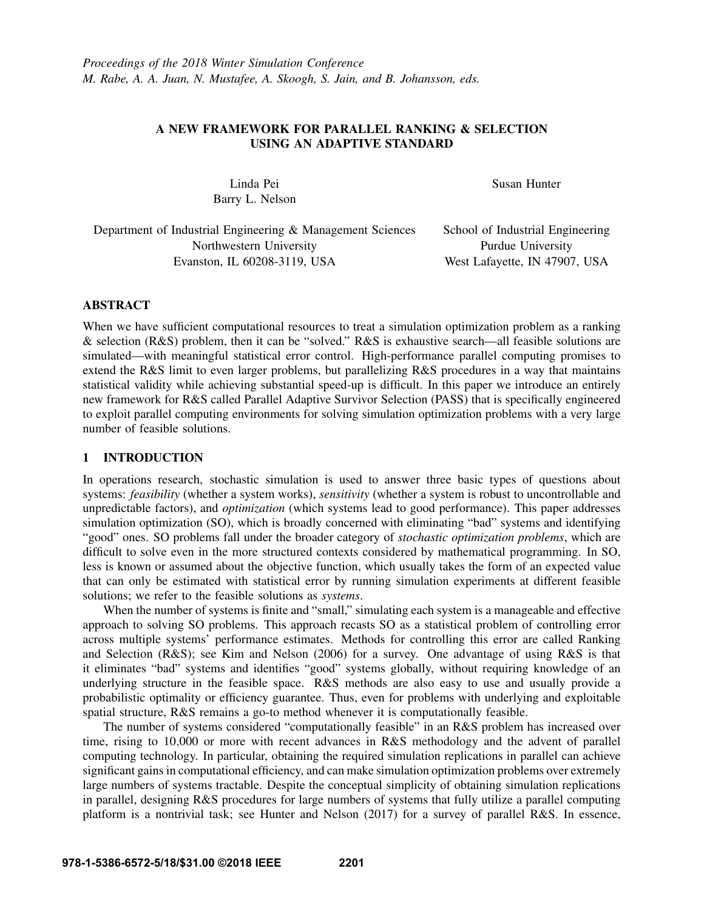*Proceedings of the 2018 Winter Simulation Conference*
*M. Rabe, A. A. Juan, N. Mustafee, A. Skoogh, S. Jain, and B. Johansson, eds.*

# A NEW FRAMEWORK FOR PARALLEL RANKING & SELECTION USING AN ADAPTIVE STANDARD

Linda Pei
Barry L. Nelson

Department of Industrial Engineering & Management Sciences
Northwestern University
Evanston, IL 60208-3119, USA

Susan Hunter

School of Industrial Engineering
Purdue University
West Lafayette, IN 47907, USA

## ABSTRACT

When we have sufficient computational resources to treat a simulation optimization problem as a ranking & selection (R&S) problem, then it can be "solved." R&S is exhaustive search—all feasible solutions are simulated—with meaningful statistical error control. High-performance parallel computing promises to extend the R&S limit to even larger problems, but parallelizing R&S procedures in a way that maintains statistical validity while achieving substantial speed-up is difficult. In this paper we introduce an entirely new framework for R&S called Parallel Adaptive Survivor Selection (PASS) that is specifically engineered to exploit parallel computing environments for solving simulation optimization problems with a very large number of feasible solutions.

## 1 INTRODUCTION

In operations research, stochastic simulation is used to answer three basic types of questions about systems: *feasibility* (whether a system works), *sensitivity* (whether a system is robust to uncontrollable and unpredictable factors), and *optimization* (which systems lead to good performance). This paper addresses simulation optimization (SO), which is broadly concerned with eliminating "bad" systems and identifying "good" ones. SO problems fall under the broader category of *stochastic optimization problems*, which are difficult to solve even in the more structured contexts considered by mathematical programming. In SO, less is known or assumed about the objective function, which usually takes the form of an expected value that can only be estimated with statistical error by running simulation experiments at different feasible solutions; we refer to the feasible solutions as *systems*.

When the number of systems is finite and "small," simulating each system is a manageable and effective approach to solving SO problems. This approach recasts SO as a statistical problem of controlling error across multiple systems' performance estimates. Methods for controlling this error are called Ranking and Selection (R&S); see Kim and Nelson (2006) for a survey. One advantage of using R&S is that it eliminates "bad" systems and identifies "good" systems globally, without requiring knowledge of an underlying structure in the feasible space. R&S methods are also easy to use and usually provide a probabilistic optimality or efficiency guarantee. Thus, even for problems with underlying and exploitable spatial structure, R&S remains a go-to method whenever it is computationally feasible.

The number of systems considered "computationally feasible" in an R&S problem has increased over time, rising to 10,000 or more with recent advances in R&S methodology and the advent of parallel computing technology. In particular, obtaining the required simulation replications in parallel can achieve significant gains in computational efficiency, and can make simulation optimization problems over extremely large numbers of systems tractable. Despite the conceptual simplicity of obtaining simulation replications in parallel, designing R&S procedures for large numbers of systems that fully utilize a parallel computing platform is a nontrivial task; see Hunter and Nelson (2017) for a survey of parallel R&S. In essence,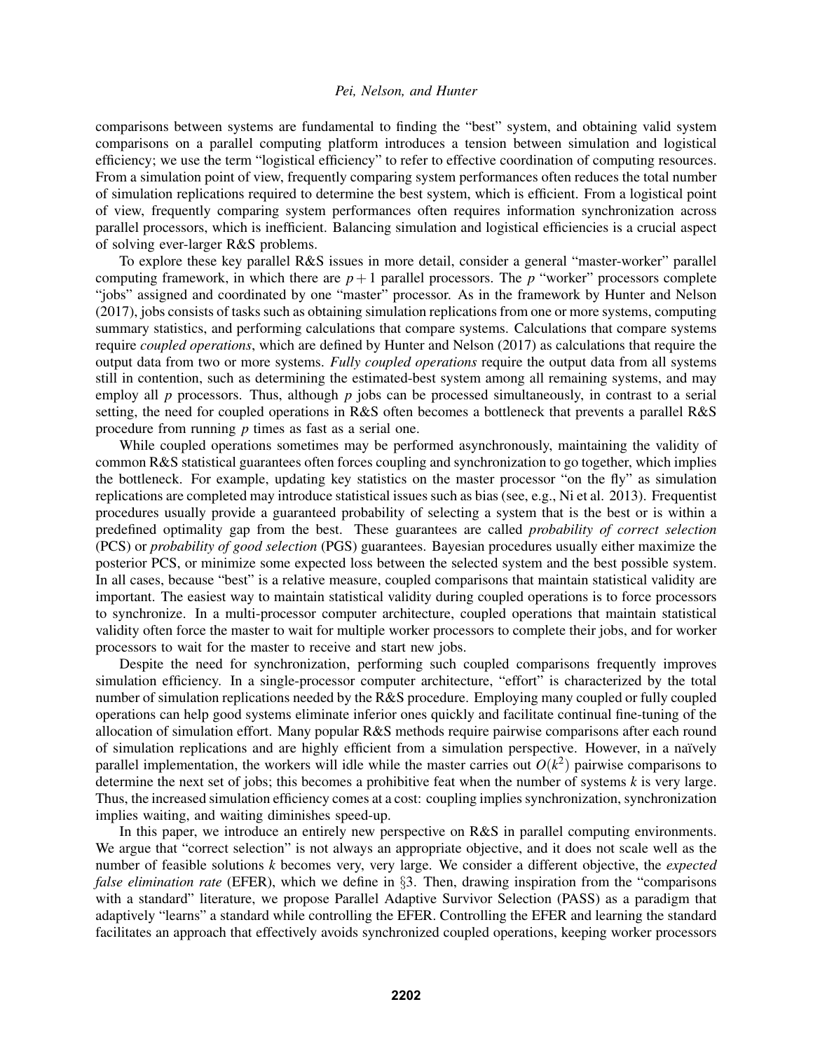comparisons between systems are fundamental to finding the "best" system, and obtaining valid system comparisons on a parallel computing platform introduces a tension between simulation and logistical efficiency; we use the term "logistical efficiency" to refer to effective coordination of computing resources. From a simulation point of view, frequently comparing system performances often reduces the total number of simulation replications required to determine the best system, which is efficient. From a logistical point of view, frequently comparing system performances often requires information synchronization across parallel processors, which is inefficient. Balancing simulation and logistical efficiencies is a crucial aspect of solving ever-larger R&S problems.

To explore these key parallel R&S issues in more detail, consider a general "master-worker" parallel computing framework, in which there are $p+1$ parallel processors. The $p$ "worker" processors complete "jobs" assigned and coordinated by one "master" processor. As in the framework by Hunter and Nelson (2017), jobs consists of tasks such as obtaining simulation replications from one or more systems, computing summary statistics, and performing calculations that compare systems. Calculations that compare systems require *coupled operations*, which are defined by Hunter and Nelson (2017) as calculations that require the output data from two or more systems. *Fully coupled operations* require the output data from all systems still in contention, such as determining the estimated-best system among all remaining systems, and may employ all $p$ processors. Thus, although $p$ jobs can be processed simultaneously, in contrast to a serial setting, the need for coupled operations in R&S often becomes a bottleneck that prevents a parallel R&S procedure from running $p$ times as fast as a serial one.

While coupled operations sometimes may be performed asynchronously, maintaining the validity of common R&S statistical guarantees often forces coupling and synchronization to go together, which implies the bottleneck. For example, updating key statistics on the master processor "on the fly" as simulation replications are completed may introduce statistical issues such as bias (see, e.g., Ni et al. 2013). Frequentist procedures usually provide a guaranteed probability of selecting a system that is the best or is within a predefined optimality gap from the best. These guarantees are called *probability of correct selection* (PCS) or *probability of good selection* (PGS) guarantees. Bayesian procedures usually either maximize the posterior PCS, or minimize some expected loss between the selected system and the best possible system. In all cases, because "best" is a relative measure, coupled comparisons that maintain statistical validity are important. The easiest way to maintain statistical validity during coupled operations is to force processors to synchronize. In a multi-processor computer architecture, coupled operations that maintain statistical validity often force the master to wait for multiple worker processors to complete their jobs, and for worker processors to wait for the master to receive and start new jobs.

Despite the need for synchronization, performing such coupled comparisons frequently improves simulation efficiency. In a single-processor computer architecture, "effort" is characterized by the total number of simulation replications needed by the R&S procedure. Employing many coupled or fully coupled operations can help good systems eliminate inferior ones quickly and facilitate continual fine-tuning of the allocation of simulation effort. Many popular R&S methods require pairwise comparisons after each round of simulation replications and are highly efficient from a simulation perspective. However, in a naïvely parallel implementation, the workers will idle while the master carries out $O(k^2)$ pairwise comparisons to determine the next set of jobs; this becomes a prohibitive feat when the number of systems $k$ is very large. Thus, the increased simulation efficiency comes at a cost: coupling implies synchronization, synchronization implies waiting, and waiting diminishes speed-up.

In this paper, we introduce an entirely new perspective on R&S in parallel computing environments. We argue that "correct selection" is not always an appropriate objective, and it does not scale well as the number of feasible solutions $k$ becomes very, very large. We consider a different objective, the *expected false elimination rate* (EFER), which we define in §3. Then, drawing inspiration from the "comparisons with a standard" literature, we propose Parallel Adaptive Survivor Selection (PASS) as a paradigm that adaptively "learns" a standard while controlling the EFER. Controlling the EFER and learning the standard facilitates an approach that effectively avoids synchronized coupled operations, keeping worker processors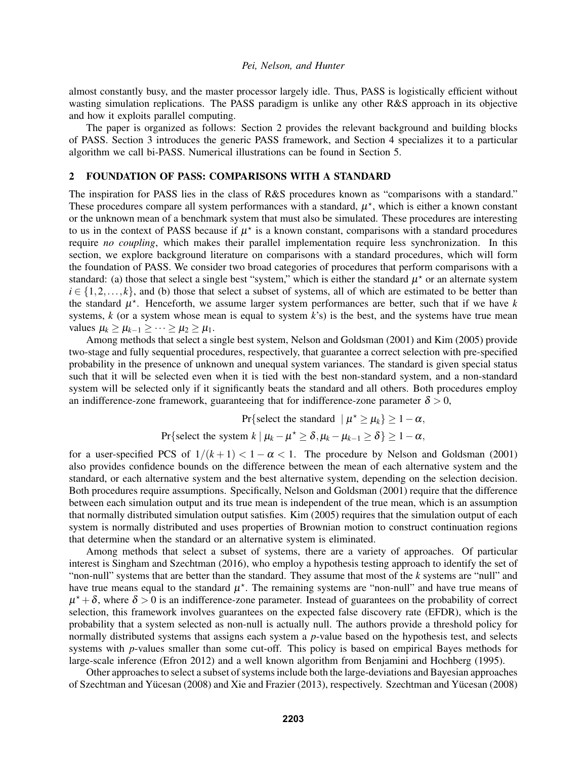almost constantly busy, and the master processor largely idle. Thus, PASS is logistically efficient without wasting simulation replications. The PASS paradigm is unlike any other R&S approach in its objective and how it exploits parallel computing.

The paper is organized as follows: Section 2 provides the relevant background and building blocks of PASS. Section 3 introduces the generic PASS framework, and Section 4 specializes it to a particular algorithm we call bi-PASS. Numerical illustrations can be found in Section 5.

## 2 FOUNDATION OF PASS: COMPARISONS WITH A STANDARD

The inspiration for PASS lies in the class of R&S procedures known as "comparisons with a standard." These procedures compare all system performances with a standard, $\mu^\star$, which is either a known constant or the unknown mean of a benchmark system that must also be simulated. These procedures are interesting to us in the context of PASS because if $\mu^\star$ is a known constant, comparisons with a standard procedures require *no coupling*, which makes their parallel implementation require less synchronization. In this section, we explore background literature on comparisons with a standard procedures, which will form the foundation of PASS. We consider two broad categories of procedures that perform comparisons with a standard: (a) those that select a single best "system," which is either the standard $\mu^\star$ or an alternate system $i \in \{1,2,\ldots,k\}$, and (b) those that select a subset of systems, all of which are estimated to be better than the standard $\mu^\star$. Henceforth, we assume larger system performances are better, such that if we have $k$ systems, $k$ (or a system whose mean is equal to system $k$'s) is the best, and the systems have true mean values $\mu_k \geq \mu_{k-1} \geq \cdots \geq \mu_2 \geq \mu_1$.

Among methods that select a single best system, Nelson and Goldsman (2001) and Kim (2005) provide two-stage and fully sequential procedures, respectively, that guarantee a correct selection with pre-specified probability in the presence of unknown and unequal system variances. The standard is given special status such that it will be selected even when it is tied with the best non-standard system, and a non-standard system will be selected only if it significantly beats the standard and all others. Both procedures employ an indifference-zone framework, guaranteeing that for indifference-zone parameter $\delta > 0$,

$$\Pr\{\text{select the standard } \mid \mu^\star \geq \mu_k\} \geq 1-\alpha,$$

$$\Pr\{\text{select the system } k \mid \mu_k - \mu^\star \geq \delta, \mu_k - \mu_{k-1} \geq \delta\} \geq 1-\alpha,$$

for a user-specified PCS of $1/(k+1) < 1-\alpha < 1$. The procedure by Nelson and Goldsman (2001) also provides confidence bounds on the difference between the mean of each alternative system and the standard, or each alternative system and the best alternative system, depending on the selection decision. Both procedures require assumptions. Specifically, Nelson and Goldsman (2001) require that the difference between each simulation output and its true mean is independent of the true mean, which is an assumption that normally distributed simulation output satisfies. Kim (2005) requires that the simulation output of each system is normally distributed and uses properties of Brownian motion to construct continuation regions that determine when the standard or an alternative system is eliminated.

Among methods that select a subset of systems, there are a variety of approaches. Of particular interest is Singham and Szechtman (2016), who employ a hypothesis testing approach to identify the set of "non-null" systems that are better than the standard. They assume that most of the $k$ systems are "null" and have true means equal to the standard $\mu^\star$. The remaining systems are "non-null" and have true means of $\mu^\star + \delta$, where $\delta > 0$ is an indifference-zone parameter. Instead of guarantees on the probability of correct selection, this framework involves guarantees on the expected false discovery rate (EFDR), which is the probability that a system selected as non-null is actually null. The authors provide a threshold policy for normally distributed systems that assigns each system a $p$-value based on the hypothesis test, and selects systems with $p$-values smaller than some cut-off. This policy is based on empirical Bayes methods for large-scale inference (Efron 2012) and a well known algorithm from Benjamini and Hochberg (1995).

Other approaches to select a subset of systems include both the large-deviations and Bayesian approaches of Szechtman and Yücesan (2008) and Xie and Frazier (2013), respectively. Szechtman and Yücesan (2008)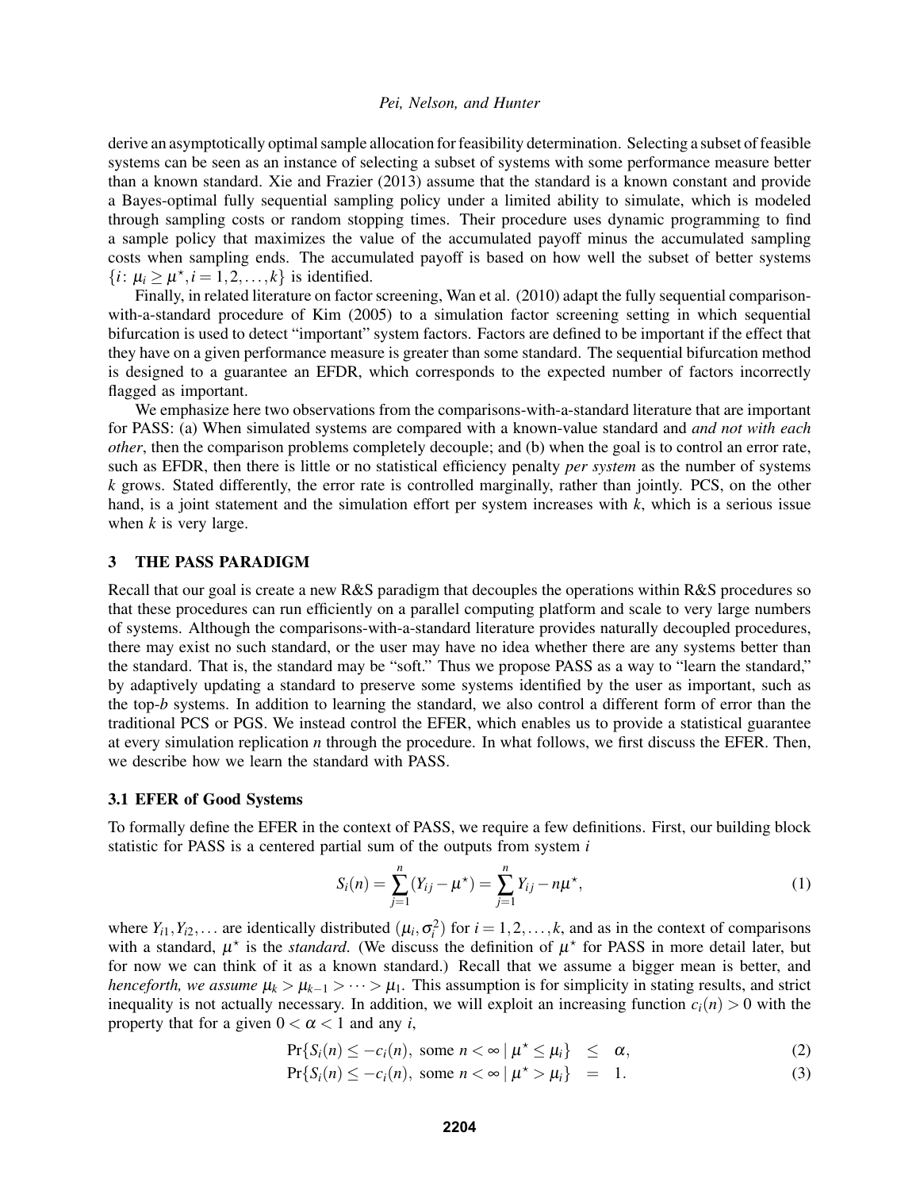derive an asymptotically optimal sample allocation for feasibility determination. Selecting a subset of feasible systems can be seen as an instance of selecting a subset of systems with some performance measure better than a known standard. Xie and Frazier (2013) assume that the standard is a known constant and provide a Bayes-optimal fully sequential sampling policy under a limited ability to simulate, which is modeled through sampling costs or random stopping times. Their procedure uses dynamic programming to find a sample policy that maximizes the value of the accumulated payoff minus the accumulated sampling costs when sampling ends. The accumulated payoff is based on how well the subset of better systems $\{i\colon \mu_i \geq \mu^\star, i = 1,2,\ldots,k\}$ is identified.

Finally, in related literature on factor screening, Wan et al. (2010) adapt the fully sequential comparison-with-a-standard procedure of Kim (2005) to a simulation factor screening setting in which sequential bifurcation is used to detect "important" system factors. Factors are defined to be important if the effect that they have on a given performance measure is greater than some standard. The sequential bifurcation method is designed to a guarantee an EFDR, which corresponds to the expected number of factors incorrectly flagged as important.

We emphasize here two observations from the comparisons-with-a-standard literature that are important for PASS: (a) When simulated systems are compared with a known-value standard and *and not with each other*, then the comparison problems completely decouple; and (b) when the goal is to control an error rate, such as EFDR, then there is little or no statistical efficiency penalty *per system* as the number of systems $k$ grows. Stated differently, the error rate is controlled marginally, rather than jointly. PCS, on the other hand, is a joint statement and the simulation effort per system increases with $k$, which is a serious issue when $k$ is very large.

## 3 THE PASS PARADIGM

Recall that our goal is create a new R&S paradigm that decouples the operations within R&S procedures so that these procedures can run efficiently on a parallel computing platform and scale to very large numbers of systems. Although the comparisons-with-a-standard literature provides naturally decoupled procedures, there may exist no such standard, or the user may have no idea whether there are any systems better than the standard. That is, the standard may be "soft." Thus we propose PASS as a way to "learn the standard," by adaptively updating a standard to preserve some systems identified by the user as important, such as the top-$b$ systems. In addition to learning the standard, we also control a different form of error than the traditional PCS or PGS. We instead control the EFER, which enables us to provide a statistical guarantee at every simulation replication $n$ through the procedure. In what follows, we first discuss the EFER. Then, we describe how we learn the standard with PASS.

### 3.1 EFER of Good Systems

To formally define the EFER in the context of PASS, we require a few definitions. First, our building block statistic for PASS is a centered partial sum of the outputs from system $i$

$$S_i(n) = \sum_{j=1}^{n}(Y_{ij} - \mu^\star) = \sum_{j=1}^{n} Y_{ij} - n\mu^\star, \tag{1}$$

where $Y_{i1}, Y_{i2}, \ldots$ are identically distributed $(\mu_i, \sigma_i^2)$ for $i = 1,2,\ldots,k$, and as in the context of comparisons with a standard, $\mu^\star$ is the *standard*. (We discuss the definition of $\mu^\star$ for PASS in more detail later, but for now we can think of it as a known standard.) Recall that we assume a bigger mean is better, and *henceforth, we assume* $\mu_k > \mu_{k-1} > \cdots > \mu_1$. This assumption is for simplicity in stating results, and strict inequality is not actually necessary. In addition, we will exploit an increasing function $c_i(n) > 0$ with the property that for a given $0 < \alpha < 1$ and any $i$,

$$\Pr\{S_i(n) \leq -c_i(n), \text{ some } n < \infty \mid \mu^\star \leq \mu_i\} \quad \leq \quad \alpha, \tag{2}$$

$$\Pr\{S_i(n) \leq -c_i(n), \text{ some } n < \infty \mid \mu^\star > \mu_i\} \quad = \quad 1. \tag{3}$$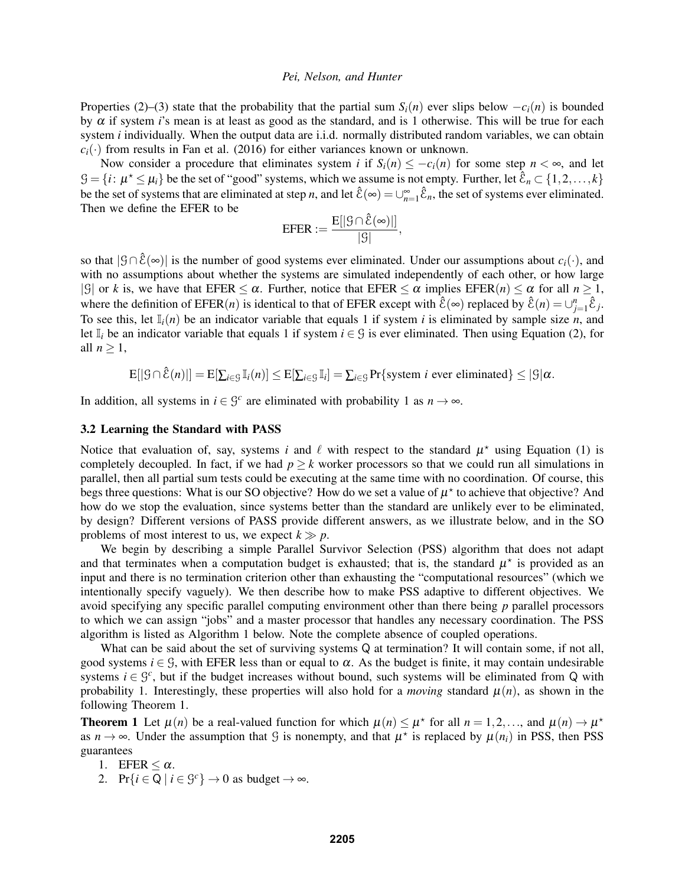Properties (2)–(3) state that the probability that the partial sum $S_i(n)$ ever slips below $-c_i(n)$ is bounded by $\alpha$ if system $i$'s mean is at least as good as the standard, and is 1 otherwise. This will be true for each system $i$ individually. When the output data are i.i.d. normally distributed random variables, we can obtain $c_i(\cdot)$ from results in Fan et al. (2016) for either variances known or unknown.

Now consider a procedure that eliminates system $i$ if $S_i(n) \leq -c_i(n)$ for some step $n < \infty$, and let $\mathcal{G} = \{i \colon \mu^\star \leq \mu_i\}$ be the set of "good" systems, which we assume is not empty. Further, let $\hat{\mathcal{E}}_n \subset \{1, 2, \ldots, k\}$ be the set of systems that are eliminated at step $n$, and let $\hat{\mathcal{E}}(\infty) = \cup_{n=1}^{\infty} \hat{\mathcal{E}}_n$, the set of systems ever eliminated. Then we define the EFER to be

$$\text{EFER} := \frac{\mathrm{E}[|\mathcal{G} \cap \hat{\mathcal{E}}(\infty)|]}{|\mathcal{G}|},$$

so that $|\mathcal{G} \cap \hat{\mathcal{E}}(\infty)|$ is the number of good systems ever eliminated. Under our assumptions about $c_i(\cdot)$, and with no assumptions about whether the systems are simulated independently of each other, or how large $|\mathcal{G}|$ or $k$ is, we have that EFER $\leq \alpha$. Further, notice that EFER $\leq \alpha$ implies EFER$(n) \leq \alpha$ for all $n \geq 1$, where the definition of EFER$(n)$ is identical to that of EFER except with $\hat{\mathcal{E}}(\infty)$ replaced by $\hat{\mathcal{E}}(n) = \cup_{j=1}^{n} \hat{\mathcal{E}}_j$. To see this, let $\mathbb{I}_i(n)$ be an indicator variable that equals 1 if system $i$ is eliminated by sample size $n$, and let $\mathbb{I}_i$ be an indicator variable that equals 1 if system $i \in \mathcal{G}$ is ever eliminated. Then using Equation (2), for all $n \geq 1$,

$$\mathrm{E}[|\mathcal{G} \cap \hat{\mathcal{E}}(n)|] = \mathrm{E}[\textstyle\sum_{i \in \mathcal{G}} \mathbb{I}_i(n)] \leq \mathrm{E}[\textstyle\sum_{i \in \mathcal{G}} \mathbb{I}_i] = \textstyle\sum_{i \in \mathcal{G}} \Pr\{\text{system } i \text{ ever eliminated}\} \leq |\mathcal{G}|\alpha.$$

In addition, all systems in $i \in \mathcal{G}^c$ are eliminated with probability 1 as $n \to \infty$.

### 3.2 Learning the Standard with PASS

Notice that evaluation of, say, systems $i$ and $\ell$ with respect to the standard $\mu^\star$ using Equation (1) is completely decoupled. In fact, if we had $p \geq k$ worker processors so that we could run all simulations in parallel, then all partial sum tests could be executing at the same time with no coordination. Of course, this begs three questions: What is our SO objective? How do we set a value of $\mu^\star$ to achieve that objective? And how do we stop the evaluation, since systems better than the standard are unlikely ever to be eliminated, by design? Different versions of PASS provide different answers, as we illustrate below, and in the SO problems of most interest to us, we expect $k \gg p$.

We begin by describing a simple Parallel Survivor Selection (PSS) algorithm that does not adapt and that terminates when a computation budget is exhausted; that is, the standard $\mu^\star$ is provided as an input and there is no termination criterion other than exhausting the "computational resources" (which we intentionally specify vaguely). We then describe how to make PSS adaptive to different objectives. We avoid specifying any specific parallel computing environment other than there being $p$ parallel processors to which we can assign "jobs" and a master processor that handles any necessary coordination. The PSS algorithm is listed as Algorithm 1 below. Note the complete absence of coupled operations.

What can be said about the set of surviving systems $\mathsf{Q}$ at termination? It will contain some, if not all, good systems $i \in \mathcal{G}$, with EFER less than or equal to $\alpha$. As the budget is finite, it may contain undesirable systems $i \in \mathcal{G}^c$, but if the budget increases without bound, such systems will be eliminated from $\mathsf{Q}$ with probability 1. Interestingly, these properties will also hold for a *moving* standard $\mu(n)$, as shown in the following Theorem 1.

**Theorem 1** Let $\mu(n)$ be a real-valued function for which $\mu(n) \leq \mu^\star$ for all $n = 1, 2, \ldots$, and $\mu(n) \to \mu^\star$ as $n \to \infty$. Under the assumption that $\mathcal{G}$ is nonempty, and that $\mu^\star$ is replaced by $\mu(n_i)$ in PSS, then PSS guarantees

1. EFER $\leq \alpha$.
2. $\Pr\{i \in \mathsf{Q} \mid i \in \mathcal{G}^c\} \to 0$ as budget $\to \infty$.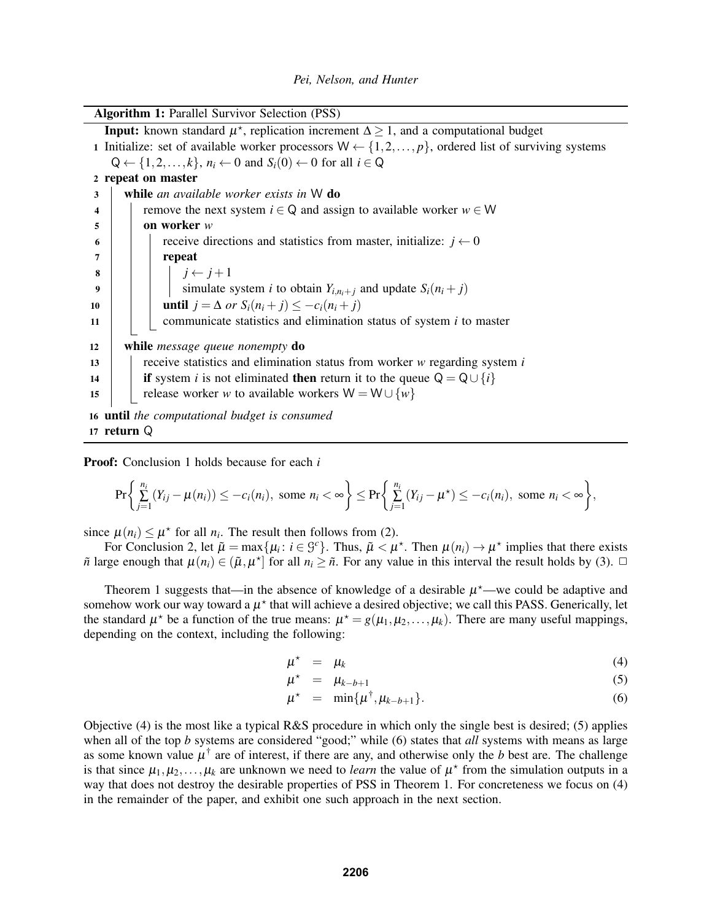**Algorithm 1:** Parallel Survivor Selection (PSS)

```
    Input: known standard μ*, replication increment Δ ≥ 1, and a computational budget
 1  Initialize: set of available worker processors W ← {1,2,...,p}, ordered list of surviving systems
    Q ← {1,2,...,k}, n_i ← 0 and S_i(0) ← 0 for all i ∈ Q
 2  repeat on master
 3      while an available worker exists in W do
 4          remove the next system i ∈ Q and assign to available worker w ∈ W
 5          on worker w
 6              receive directions and statistics from master, initialize: j ← 0
 7              repeat
 8                  j ← j+1
 9                  simulate system i to obtain Y_{i,n_i+j} and update S_i(n_i+j)
10              until j = Δ or S_i(n_i+j) ≤ −c_i(n_i+j)
11              communicate statistics and elimination status of system i to master
12      while message queue nonempty do
13          receive statistics and elimination status from worker w regarding system i
14          if system i is not eliminated then return it to the queue Q = Q ∪ {i}
15          release worker w to available workers W = W ∪ {w}
16  until the computational budget is consumed
17  return Q
```

**Proof:** Conclusion 1 holds because for each $i$

$$\Pr\left\{\sum_{j=1}^{n_i}(Y_{ij}-\mu(n_i)) \leq -c_i(n_i),\ \text{some } n_i<\infty\right\} \leq \Pr\left\{\sum_{j=1}^{n_i}(Y_{ij}-\mu^\star) \leq -c_i(n_i),\ \text{some } n_i<\infty\right\},$$

since $\mu(n_i) \leq \mu^\star$ for all $n_i$. The result then follows from (2).

For Conclusion 2, let $\tilde{\mu} = \max\{\mu_i : i \in \mathcal{G}^c\}$. Thus, $\tilde{\mu} < \mu^\star$. Then $\mu(n_i) \to \mu^\star$ implies that there exists $\tilde{n}$ large enough that $\mu(n_i) \in (\tilde{\mu}, \mu^\star]$ for all $n_i \geq \tilde{n}$. For any value in this interval the result holds by (3). $\square$

Theorem 1 suggests that—in the absence of knowledge of a desirable $\mu^\star$—we could be adaptive and somehow work our way toward a $\mu^\star$ that will achieve a desired objective; we call this PASS. Generically, let the standard $\mu^\star$ be a function of the true means: $\mu^\star = g(\mu_1, \mu_2, \ldots, \mu_k)$. There are many useful mappings, depending on the context, including the following:

$$\mu^\star = \mu_k \tag{4}$$

$$\mu^\star = \mu_{k-b+1} \tag{5}$$

$$\mu^\star = \min\{\mu^\dagger, \mu_{k-b+1}\}. \tag{6}$$

Objective (4) is the most like a typical R&S procedure in which only the single best is desired; (5) applies when all of the top $b$ systems are considered "good;" while (6) states that *all* systems with means as large as some known value $\mu^\dagger$ are of interest, if there are any, and otherwise only the $b$ best are. The challenge is that since $\mu_1, \mu_2, \ldots, \mu_k$ are unknown we need to *learn* the value of $\mu^\star$ from the simulation outputs in a way that does not destroy the desirable properties of PSS in Theorem 1. For concreteness we focus on (4) in the remainder of the paper, and exhibit one such approach in the next section.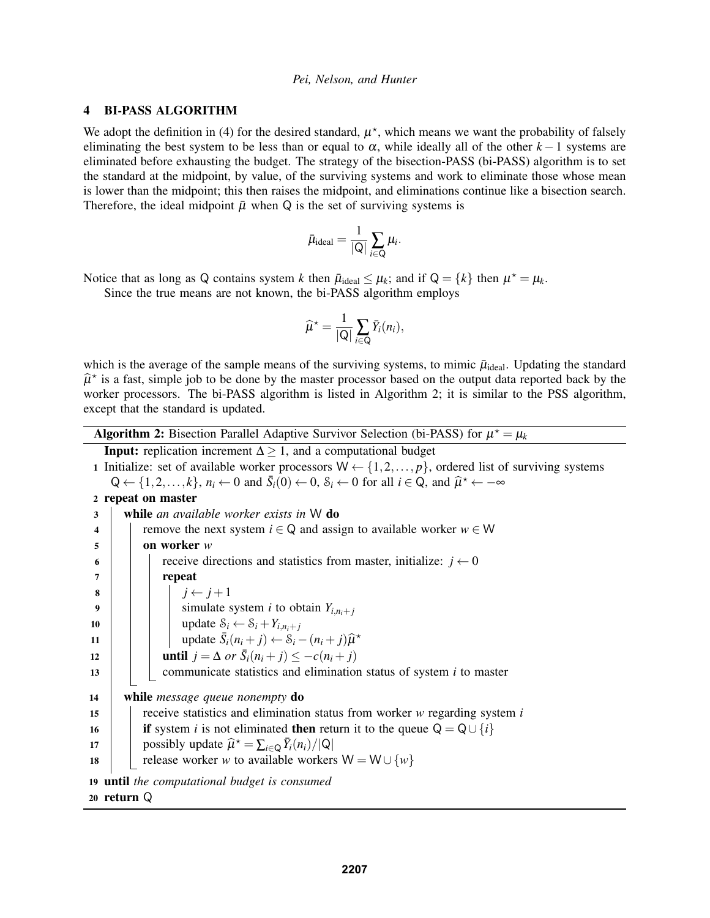## 4 BI-PASS ALGORITHM

We adopt the definition in (4) for the desired standard, $\mu^\star$, which means we want the probability of falsely eliminating the best system to be less than or equal to $\alpha$, while ideally all of the other $k-1$ systems are eliminated before exhausting the budget. The strategy of the bisection-PASS (bi-PASS) algorithm is to set the standard at the midpoint, by value, of the surviving systems and work to eliminate those whose mean is lower than the midpoint; this then raises the midpoint, and eliminations continue like a bisection search. Therefore, the ideal midpoint $\bar{\mu}$ when $\mathsf{Q}$ is the set of surviving systems is

$$\bar{\mu}_{\text{ideal}} = \frac{1}{|\mathsf{Q}|} \sum_{i \in \mathsf{Q}} \mu_i.$$

Notice that as long as $\mathsf{Q}$ contains system $k$ then $\bar{\mu}_{\text{ideal}} \leq \mu_k$; and if $\mathsf{Q} = \{k\}$ then $\mu^\star = \mu_k$.

Since the true means are not known, the bi-PASS algorithm employs

$$\widehat{\mu}^\star = \frac{1}{|\mathsf{Q}|} \sum_{i \in \mathsf{Q}} \bar{Y}_i(n_i),$$

which is the average of the sample means of the surviving systems, to mimic $\bar{\mu}_{\text{ideal}}$. Updating the standard $\widehat{\mu}^\star$ is a fast, simple job to be done by the master processor based on the output data reported back by the worker processors. The bi-PASS algorithm is listed in Algorithm 2; it is similar to the PSS algorithm, except that the standard is updated.

**Algorithm 2:** Bisection Parallel Adaptive Survivor Selection (bi-PASS) for $\mu^\star = \mu_k$

```
   Input: replication increment Δ ≥ 1, and a computational budget
 1 Initialize: set of available worker processors W ← {1,2,...,p}, ordered list of surviving systems
     Q ← {1,2,...,k}, n_i ← 0 and S̄_i(0) ← 0, S_i ← 0 for all i ∈ Q, and μ̂* ← −∞
 2 repeat on master
 3   while an available worker exists in W do
 4     remove the next system i ∈ Q and assign to available worker w ∈ W
 5     on worker w
 6       receive directions and statistics from master, initialize: j ← 0
 7       repeat
 8         j ← j + 1
 9         simulate system i to obtain Y_{i,n_i+j}
10         update S_i ← S_i + Y_{i,n_i+j}
11         update S̄_i(n_i + j) ← S_i − (n_i + j)μ̂*
12       until j = Δ or S̄_i(n_i + j) ≤ −c(n_i + j)
13       communicate statistics and elimination status of system i to master
14   while message queue nonempty do
15     receive statistics and elimination status from worker w regarding system i
16     if system i is not eliminated then return it to the queue Q = Q ∪ {i}
17     possibly update μ̂* = Σ_{i∈Q} Ȳ_i(n_i)/|Q|
18     release worker w to available workers W = W ∪ {w}
19 until the computational budget is consumed
20 return Q
```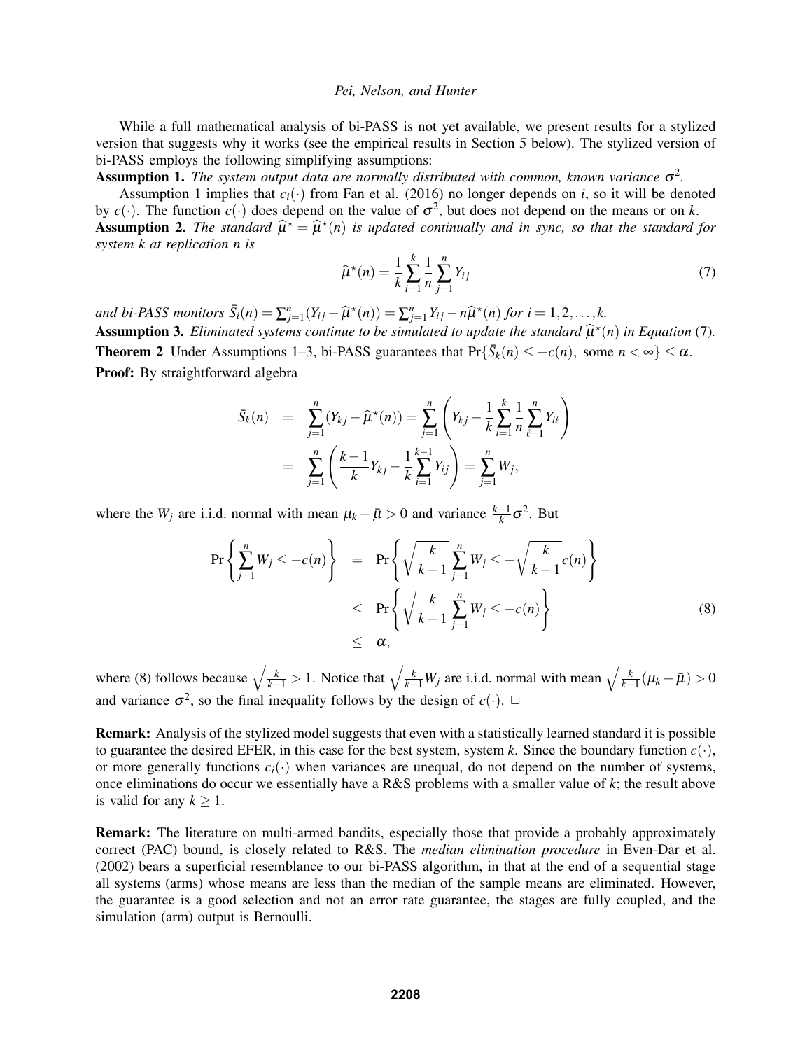While a full mathematical analysis of bi-PASS is not yet available, we present results for a stylized version that suggests why it works (see the empirical results in Section 5 below). The stylized version of bi-PASS employs the following simplifying assumptions:

**Assumption 1.** *The system output data are normally distributed with common, known variance* $\sigma^2$*.*

Assumption 1 implies that $c_i(\cdot)$ from Fan et al. (2016) no longer depends on $i$, so it will be denoted by $c(\cdot)$. The function $c(\cdot)$ does depend on the value of $\sigma^2$, but does not depend on the means or on $k$.

**Assumption 2.** *The standard* $\widehat{\mu}^\star = \widehat{\mu}^\star(n)$ *is updated continually and in sync, so that the standard for system* $k$ *at replication* $n$ *is*

$$\widehat{\mu}^\star(n) = \frac{1}{k}\sum_{i=1}^{k}\frac{1}{n}\sum_{j=1}^{n} Y_{ij} \tag{7}$$

*and bi-PASS monitors* $\bar{S}_i(n) = \sum_{j=1}^{n}(Y_{ij} - \widehat{\mu}^\star(n)) = \sum_{j=1}^{n} Y_{ij} - n\widehat{\mu}^\star(n)$ *for* $i = 1, 2, \ldots, k$*.*

**Assumption 3.** *Eliminated systems continue to be simulated to update the standard* $\widehat{\mu}^\star(n)$ *in Equation* (7)*.*

**Theorem 2** Under Assumptions 1–3, bi-PASS guarantees that $\Pr\{\bar{S}_k(n) \leq -c(n), \text{ some } n < \infty\} \leq \alpha$.

**Proof:** By straightforward algebra

$$\begin{aligned}
\bar{S}_k(n) &= \sum_{j=1}^{n}(Y_{kj} - \widehat{\mu}^\star(n)) = \sum_{j=1}^{n}\left(Y_{kj} - \frac{1}{k}\sum_{i=1}^{k}\frac{1}{n}\sum_{\ell=1}^{n} Y_{i\ell}\right) \\
&= \sum_{j=1}^{n}\left(\frac{k-1}{k}Y_{kj} - \frac{1}{k}\sum_{i=1}^{k-1} Y_{ij}\right) = \sum_{j=1}^{n} W_j,
\end{aligned}$$

where the $W_j$ are i.i.d. normal with mean $\mu_k - \bar{\mu} > 0$ and variance $\frac{k-1}{k}\sigma^2$. But

$$\begin{aligned}
\Pr\left\{\sum_{j=1}^{n} W_j \leq -c(n)\right\} &= \Pr\left\{\sqrt{\frac{k}{k-1}}\sum_{j=1}^{n} W_j \leq -\sqrt{\frac{k}{k-1}}c(n)\right\} \\
&\leq \Pr\left\{\sqrt{\frac{k}{k-1}}\sum_{j=1}^{n} W_j \leq -c(n)\right\} \qquad (8) \\
&\leq \alpha,
\end{aligned}$$

where (8) follows because $\sqrt{\frac{k}{k-1}} > 1$. Notice that $\sqrt{\frac{k}{k-1}}W_j$ are i.i.d. normal with mean $\sqrt{\frac{k}{k-1}}(\mu_k - \bar{\mu}) > 0$ and variance $\sigma^2$, so the final inequality follows by the design of $c(\cdot)$. □

**Remark:** Analysis of the stylized model suggests that even with a statistically learned standard it is possible to guarantee the desired EFER, in this case for the best system, system $k$. Since the boundary function $c(\cdot)$, or more generally functions $c_i(\cdot)$ when variances are unequal, do not depend on the number of systems, once eliminations do occur we essentially have a R&S problems with a smaller value of $k$; the result above is valid for any $k \geq 1$.

**Remark:** The literature on multi-armed bandits, especially those that provide a probably approximately correct (PAC) bound, is closely related to R&S. The *median elimination procedure* in Even-Dar et al. (2002) bears a superficial resemblance to our bi-PASS algorithm, in that at the end of a sequential stage all systems (arms) whose means are less than the median of the sample means are eliminated. However, the guarantee is a good selection and not an error rate guarantee, the stages are fully coupled, and the simulation (arm) output is Bernoulli.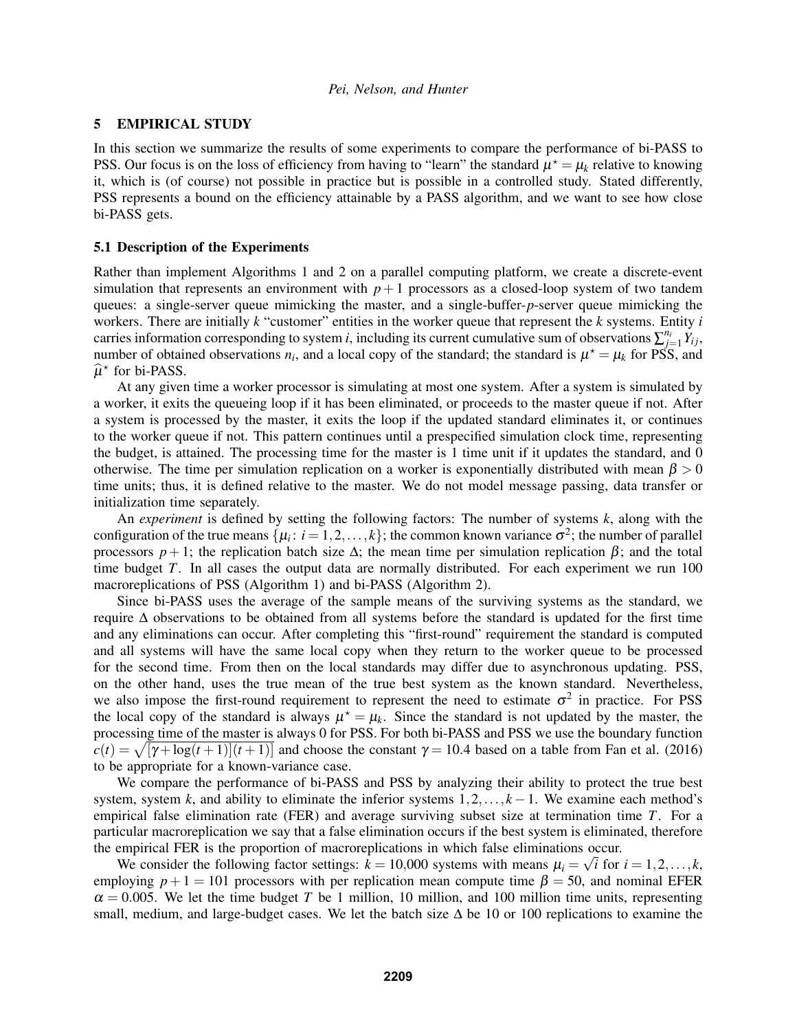## 5 EMPIRICAL STUDY

In this section we summarize the results of some experiments to compare the performance of bi-PASS to PSS. Our focus is on the loss of efficiency from having to "learn" the standard $\mu^\star = \mu_k$ relative to knowing it, which is (of course) not possible in practice but is possible in a controlled study. Stated differently, PSS represents a bound on the efficiency attainable by a PASS algorithm, and we want to see how close bi-PASS gets.

### 5.1 Description of the Experiments

Rather than implement Algorithms 1 and 2 on a parallel computing platform, we create a discrete-event simulation that represents an environment with $p+1$ processors as a closed-loop system of two tandem queues: a single-server queue mimicking the master, and a single-buffer-$p$-server queue mimicking the workers. There are initially $k$ "customer" entities in the worker queue that represent the $k$ systems. Entity $i$ carries information corresponding to system $i$, including its current cumulative sum of observations $\sum_{j=1}^{n_i} Y_{ij}$, number of obtained observations $n_i$, and a local copy of the standard; the standard is $\mu^\star = \mu_k$ for PSS, and $\widehat{\mu}^\star$ for bi-PASS.

At any given time a worker processor is simulating at most one system. After a system is simulated by a worker, it exits the queueing loop if it has been eliminated, or proceeds to the master queue if not. After a system is processed by the master, it exits the loop if the updated standard eliminates it, or continues to the worker queue if not. This pattern continues until a prespecified simulation clock time, representing the budget, is attained. The processing time for the master is 1 time unit if it updates the standard, and 0 otherwise. The time per simulation replication on a worker is exponentially distributed with mean $\beta > 0$ time units; thus, it is defined relative to the master. We do not model message passing, data transfer or initialization time separately.

An *experiment* is defined by setting the following factors: The number of systems $k$, along with the configuration of the true means $\{\mu_i : i = 1, 2, \ldots, k\}$; the common known variance $\sigma^2$; the number of parallel processors $p+1$; the replication batch size $\Delta$; the mean time per simulation replication $\beta$; and the total time budget $T$. In all cases the output data are normally distributed. For each experiment we run 100 macroreplications of PSS (Algorithm 1) and bi-PASS (Algorithm 2).

Since bi-PASS uses the average of the sample means of the surviving systems as the standard, we require $\Delta$ observations to be obtained from all systems before the standard is updated for the first time and any eliminations can occur. After completing this "first-round" requirement the standard is computed and all systems will have the same local copy when they return to the worker queue to be processed for the second time. From then on the local standards may differ due to asynchronous updating. PSS, on the other hand, uses the true mean of the true best system as the known standard. Nevertheless, we also impose the first-round requirement to represent the need to estimate $\sigma^2$ in practice. For PSS the local copy of the standard is always $\mu^\star = \mu_k$. Since the standard is not updated by the master, the processing time of the master is always 0 for PSS. For both bi-PASS and PSS we use the boundary function $c(t) = \sqrt{[\gamma + \log(t+1)](t+1)}$ and choose the constant $\gamma = 10.4$ based on a table from Fan et al. (2016) to be appropriate for a known-variance case.

We compare the performance of bi-PASS and PSS by analyzing their ability to protect the true best system, system $k$, and ability to eliminate the inferior systems $1, 2, \ldots, k-1$. We examine each method's empirical false elimination rate (FER) and average surviving subset size at termination time $T$. For a particular macroreplication we say that a false elimination occurs if the best system is eliminated, therefore the empirical FER is the proportion of macroreplications in which false eliminations occur.

We consider the following factor settings: $k = 10{,}000$ systems with means $\mu_i = \sqrt{i}$ for $i = 1, 2, \ldots, k$, employing $p+1 = 101$ processors with per replication mean compute time $\beta = 50$, and nominal EFER $\alpha = 0.005$. We let the time budget $T$ be 1 million, 10 million, and 100 million time units, representing small, medium, and large-budget cases. We let the batch size $\Delta$ be 10 or 100 replications to examine the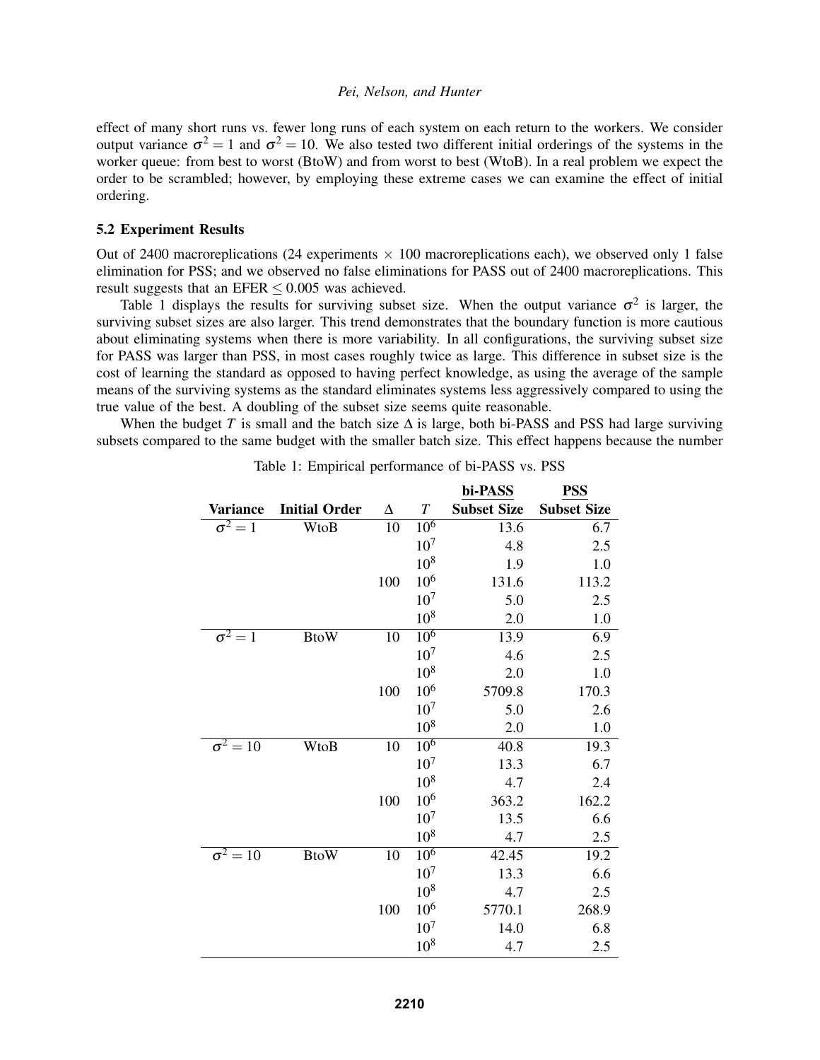effect of many short runs vs. fewer long runs of each system on each return to the workers. We consider output variance $\sigma^2 = 1$ and $\sigma^2 = 10$. We also tested two different initial orderings of the systems in the worker queue: from best to worst (BtoW) and from worst to best (WtoB). In a real problem we expect the order to be scrambled; however, by employing these extreme cases we can examine the effect of initial ordering.

### 5.2 Experiment Results

Out of 2400 macroreplications (24 experiments $\times$ 100 macroreplications each), we observed only 1 false elimination for PSS; and we observed no false eliminations for PASS out of 2400 macroreplications. This result suggests that an EFER $\leq 0.005$ was achieved.

Table 1 displays the results for surviving subset size. When the output variance $\sigma^2$ is larger, the surviving subset sizes are also larger. This trend demonstrates that the boundary function is more cautious about eliminating systems when there is more variability. In all configurations, the surviving subset size for PASS was larger than PSS, in most cases roughly twice as large. This difference in subset size is the cost of learning the standard as opposed to having perfect knowledge, as using the average of the sample means of the surviving systems as the standard eliminates systems less aggressively compared to using the true value of the best. A doubling of the subset size seems quite reasonable.

When the budget $T$ is small and the batch size $\Delta$ is large, both bi-PASS and PSS had large surviving subsets compared to the same budget with the smaller batch size. This effect happens because the number

Table 1: Empirical performance of bi-PASS vs. PSS

| Variance | Initial Order | $\Delta$ | $T$ | bi-PASS Subset Size | PSS Subset Size |
|---|---|---|---|---|---|
| $\sigma^2 = 1$ | WtoB | 10 | $10^6$ | 13.6 | 6.7 |
| | | | $10^7$ | 4.8 | 2.5 |
| | | | $10^8$ | 1.9 | 1.0 |
| | | 100 | $10^6$ | 131.6 | 113.2 |
| | | | $10^7$ | 5.0 | 2.5 |
| | | | $10^8$ | 2.0 | 1.0 |
| $\sigma^2 = 1$ | BtoW | 10 | $10^6$ | 13.9 | 6.9 |
| | | | $10^7$ | 4.6 | 2.5 |
| | | | $10^8$ | 2.0 | 1.0 |
| | | 100 | $10^6$ | 5709.8 | 170.3 |
| | | | $10^7$ | 5.0 | 2.6 |
| | | | $10^8$ | 2.0 | 1.0 |
| $\sigma^2 = 10$ | WtoB | 10 | $10^6$ | 40.8 | 19.3 |
| | | | $10^7$ | 13.3 | 6.7 |
| | | | $10^8$ | 4.7 | 2.4 |
| | | 100 | $10^6$ | 363.2 | 162.2 |
| | | | $10^7$ | 13.5 | 6.6 |
| | | | $10^8$ | 4.7 | 2.5 |
| $\sigma^2 = 10$ | BtoW | 10 | $10^6$ | 42.45 | 19.2 |
| | | | $10^7$ | 13.3 | 6.6 |
| | | | $10^8$ | 4.7 | 2.5 |
| | | 100 | $10^6$ | 5770.1 | 268.9 |
| | | | $10^7$ | 14.0 | 6.8 |
| | | | $10^8$ | 4.7 | 2.5 |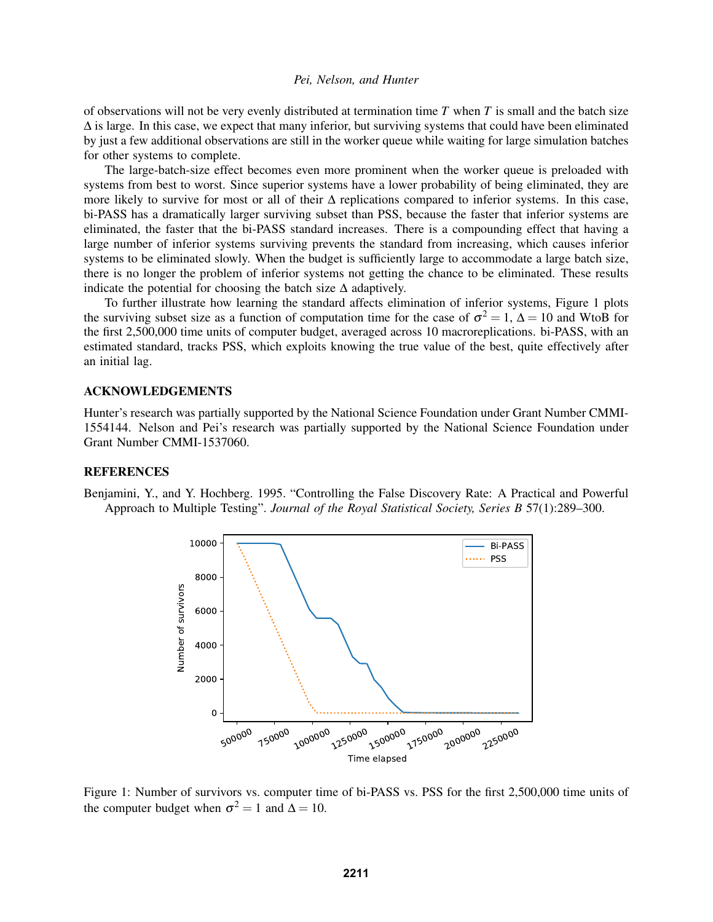of observations will not be very evenly distributed at termination time $T$ when $T$ is small and the batch size $\Delta$ is large. In this case, we expect that many inferior, but surviving systems that could have been eliminated by just a few additional observations are still in the worker queue while waiting for large simulation batches for other systems to complete.

The large-batch-size effect becomes even more prominent when the worker queue is preloaded with systems from best to worst. Since superior systems have a lower probability of being eliminated, they are more likely to survive for most or all of their $\Delta$ replications compared to inferior systems. In this case, bi-PASS has a dramatically larger surviving subset than PSS, because the faster that inferior systems are eliminated, the faster that the bi-PASS standard increases. There is a compounding effect that having a large number of inferior systems surviving prevents the standard from increasing, which causes inferior systems to be eliminated slowly. When the budget is sufficiently large to accommodate a large batch size, there is no longer the problem of inferior systems not getting the chance to be eliminated. These results indicate the potential for choosing the batch size $\Delta$ adaptively.

To further illustrate how learning the standard affects elimination of inferior systems, Figure 1 plots the surviving subset size as a function of computation time for the case of $\sigma^2 = 1$, $\Delta = 10$ and WtoB for the first 2,500,000 time units of computer budget, averaged across 10 macroreplications. bi-PASS, with an estimated standard, tracks PSS, which exploits knowing the true value of the best, quite effectively after an initial lag.

## ACKNOWLEDGEMENTS

Hunter's research was partially supported by the National Science Foundation under Grant Number CMMI-1554144. Nelson and Pei's research was partially supported by the National Science Foundation under Grant Number CMMI-1537060.

## REFERENCES

Benjamini, Y., and Y. Hochberg. 1995. "Controlling the False Discovery Rate: A Practical and Powerful Approach to Multiple Testing". *Journal of the Royal Statistical Society, Series B* 57(1):289–300.

Figure 1: Number of survivors vs. computer time of bi-PASS vs. PSS for the first 2,500,000 time units of the computer budget when $\sigma^2 = 1$ and $\Delta = 10$.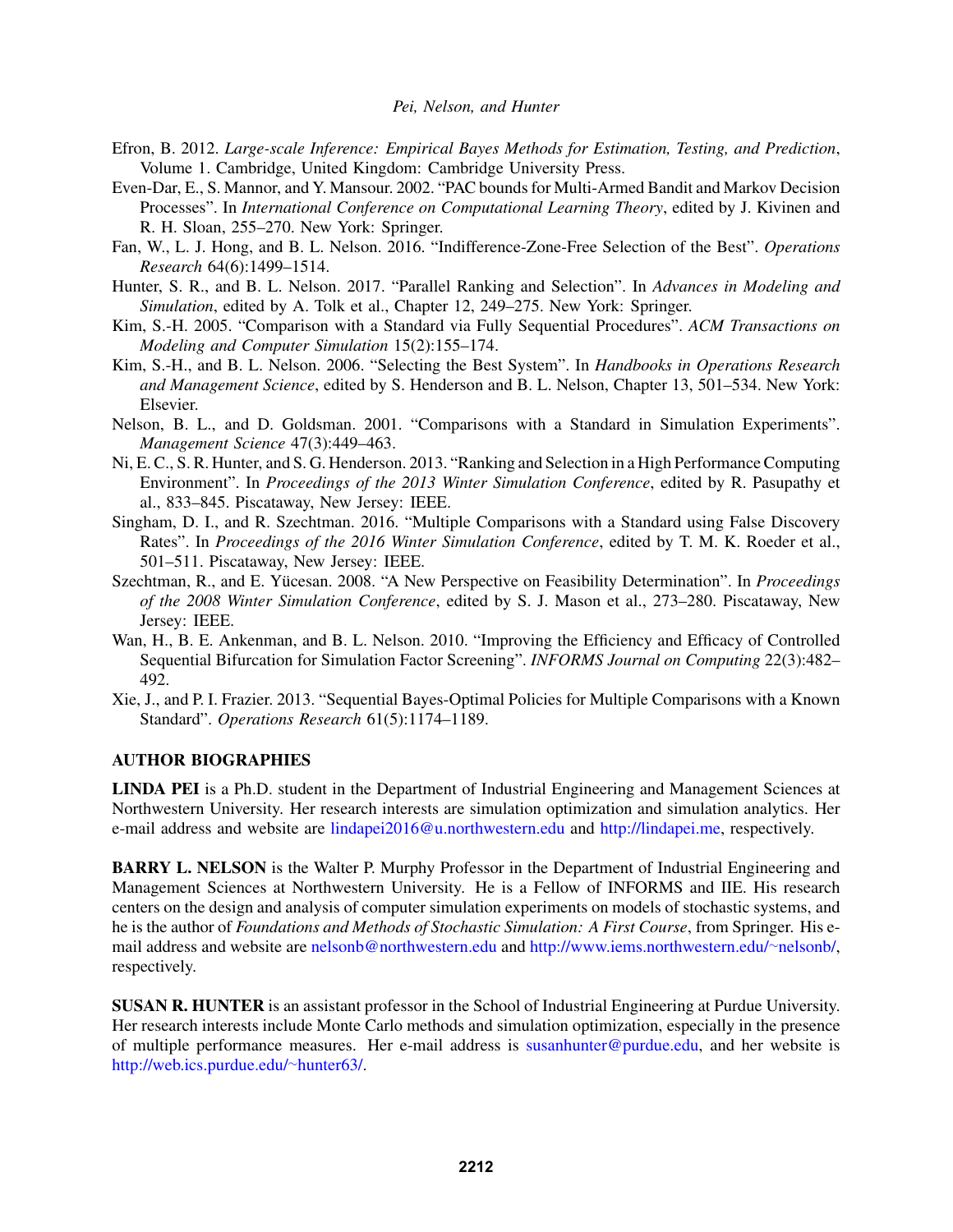Efron, B. 2012. *Large-scale Inference: Empirical Bayes Methods for Estimation, Testing, and Prediction*, Volume 1. Cambridge, United Kingdom: Cambridge University Press.

Even-Dar, E., S. Mannor, and Y. Mansour. 2002. "PAC bounds for Multi-Armed Bandit and Markov Decision Processes". In *International Conference on Computational Learning Theory*, edited by J. Kivinen and R. H. Sloan, 255–270. New York: Springer.

Fan, W., L. J. Hong, and B. L. Nelson. 2016. "Indifference-Zone-Free Selection of the Best". *Operations Research* 64(6):1499–1514.

Hunter, S. R., and B. L. Nelson. 2017. "Parallel Ranking and Selection". In *Advances in Modeling and Simulation*, edited by A. Tolk et al., Chapter 12, 249–275. New York: Springer.

Kim, S.-H. 2005. "Comparison with a Standard via Fully Sequential Procedures". *ACM Transactions on Modeling and Computer Simulation* 15(2):155–174.

Kim, S.-H., and B. L. Nelson. 2006. "Selecting the Best System". In *Handbooks in Operations Research and Management Science*, edited by S. Henderson and B. L. Nelson, Chapter 13, 501–534. New York: Elsevier.

Nelson, B. L., and D. Goldsman. 2001. "Comparisons with a Standard in Simulation Experiments". *Management Science* 47(3):449–463.

Ni, E. C., S. R. Hunter, and S. G. Henderson. 2013. "Ranking and Selection in a High Performance Computing Environment". In *Proceedings of the 2013 Winter Simulation Conference*, edited by R. Pasupathy et al., 833–845. Piscataway, New Jersey: IEEE.

Singham, D. I., and R. Szechtman. 2016. "Multiple Comparisons with a Standard using False Discovery Rates". In *Proceedings of the 2016 Winter Simulation Conference*, edited by T. M. K. Roeder et al., 501–511. Piscataway, New Jersey: IEEE.

Szechtman, R., and E. Yücesan. 2008. "A New Perspective on Feasibility Determination". In *Proceedings of the 2008 Winter Simulation Conference*, edited by S. J. Mason et al., 273–280. Piscataway, New Jersey: IEEE.

Wan, H., B. E. Ankenman, and B. L. Nelson. 2010. "Improving the Efficiency and Efficacy of Controlled Sequential Bifurcation for Simulation Factor Screening". *INFORMS Journal on Computing* 22(3):482–492.

Xie, J., and P. I. Frazier. 2013. "Sequential Bayes-Optimal Policies for Multiple Comparisons with a Known Standard". *Operations Research* 61(5):1174–1189.

## AUTHOR BIOGRAPHIES

**LINDA PEI** is a Ph.D. student in the Department of Industrial Engineering and Management Sciences at Northwestern University. Her research interests are simulation optimization and simulation analytics. Her e-mail address and website are lindapei2016@u.northwestern.edu and http://lindapei.me, respectively.

**BARRY L. NELSON** is the Walter P. Murphy Professor in the Department of Industrial Engineering and Management Sciences at Northwestern University. He is a Fellow of INFORMS and IIE. His research centers on the design and analysis of computer simulation experiments on models of stochastic systems, and he is the author of *Foundations and Methods of Stochastic Simulation: A First Course*, from Springer. His e-mail address and website are nelsonb@northwestern.edu and http://www.iems.northwestern.edu/~nelsonb/, respectively.

**SUSAN R. HUNTER** is an assistant professor in the School of Industrial Engineering at Purdue University. Her research interests include Monte Carlo methods and simulation optimization, especially in the presence of multiple performance measures. Her e-mail address is susanhunter@purdue.edu, and her website is http://web.ics.purdue.edu/~hunter63/.